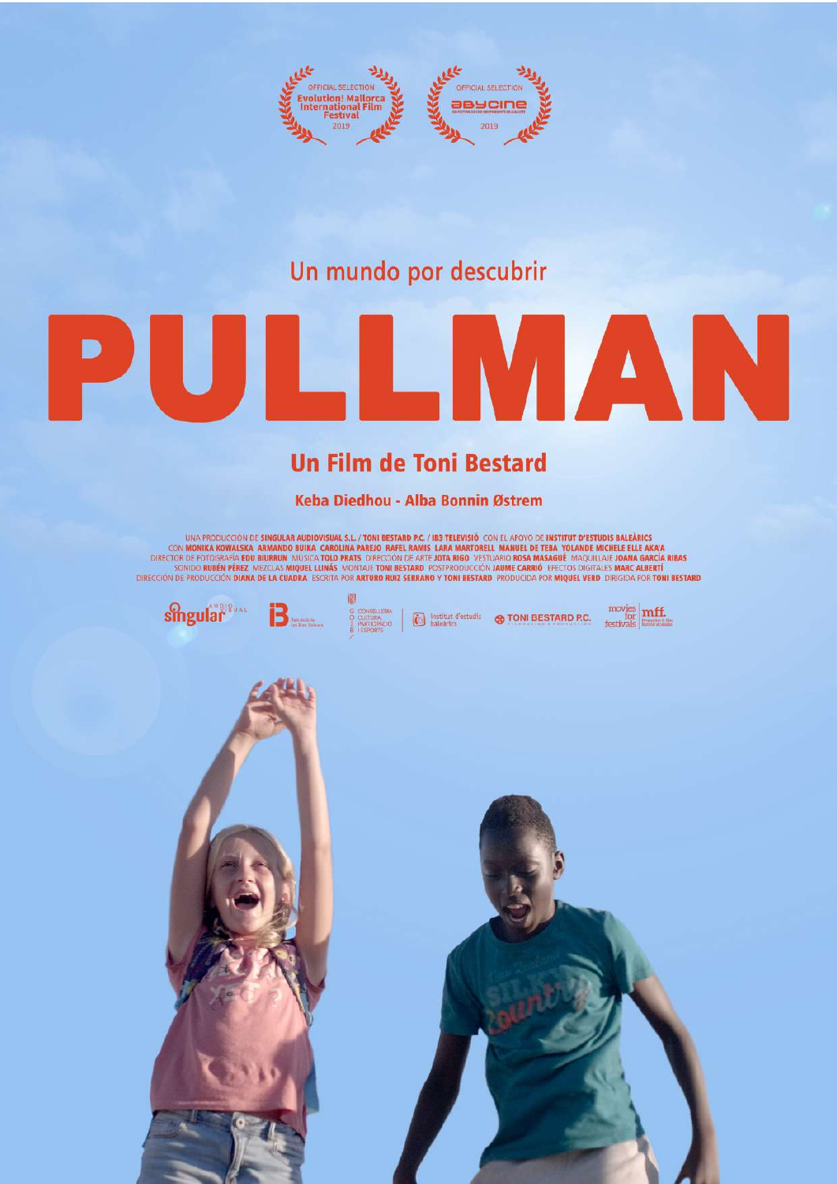OFFICIAL SELECTION
Evolution! Mallorca International Film Festival
2019

OFFICIAL SELECTION
ABYCINE
2019

Un mundo por descubrir

# PULLMAN

## Un Film de Toni Bestard

**Keba Diedhou - Alba Bonnin Østrem**

UNA PRODUCCIÓN DE **SINGULAR AUDIOVISUAL S.L. / TONI BESTARD P.C. / IB3 TELEVISIÓ** CON EL APOYO DE **INSTITUT D'ESTUDIS BALEÀRICS**
CON **MONIKA KOWALSKA ARMANDO BUIKA CAROLINA PAREJO RAFEL RAMIS LARA MARTORELL MANUEL DE TEBA YOLANDE MICHELE ELLE AKA'A**
DIRECTOR DE FOTOGRAFÍA **EDU BIURRUN** MÚSICA **TOLO PRATS** DIRECCIÓN DE ARTE **JOTA RIGO** VESTUARIO **ROSA MASAGUÉ** MAQUILLAJE **JOANA GARCÍA RIBAS**
SONIDO **RUBÉN PÉREZ** MEZCLAS **MIQUEL LLINÁS** MONTAJE **TONI BESTARD** POSTPRODUCCIÓN **JAUME CARRIÓ** EFECTOS DIGITALES **MARC ALBERTÍ**
DIRECCIÓN DE PRODUCCIÓN **DIANA DE LA CUADRA** ESCRITA POR **ARTURO RUIZ SERRANO Y TONI BESTARD** PRODUCIDA POR **MIQUEL VERD** DIRIGIDA POR **TONI BESTARD**

singular audiovisual | IB3 Televisió de les Illes Balears | G O I B Conselleria Cultura, Participació i Esports | Institut d'estudis baleàrics | TONI BESTARD P.C. | movies for festivals | mff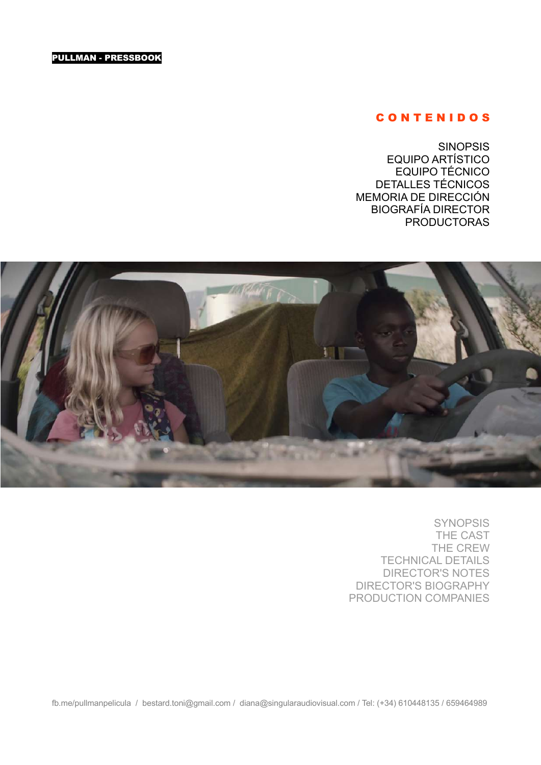PULLMAN - PRESSBOOK

## CONTENIDOS

SINOPSIS
EQUIPO ARTÍSTICO
EQUIPO TÉCNICO
DETALLES TÉCNICOS
MEMORIA DE DIRECCIÓN
BIOGRAFÍA DIRECTOR
PRODUCTORAS

SYNOPSIS
THE CAST
THE CREW
TECHNICAL DETAILS
DIRECTOR'S NOTES
DIRECTOR'S BIOGRAPHY
PRODUCTION COMPANIES

fb.me/pullmanpelicula / bestard.toni@gmail.com / diana@singularaudiovisual.com / Tel: (+34) 610448135 / 659464989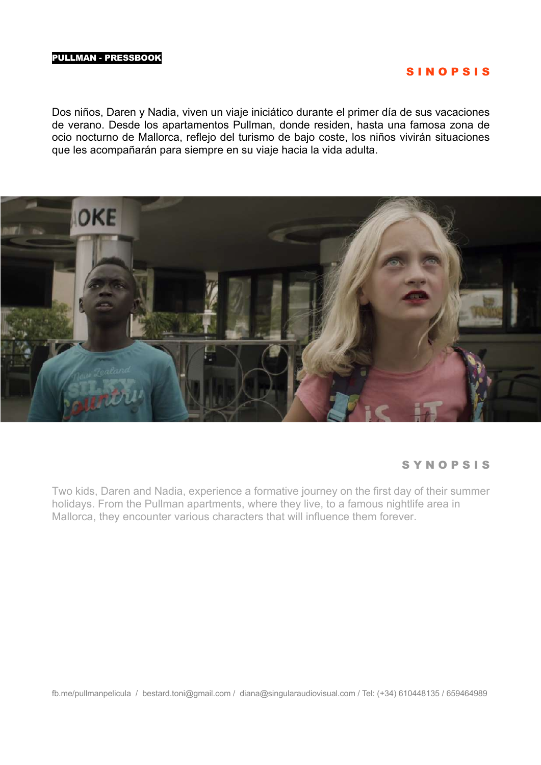PULLMAN - PRESSBOOK

## SINOPSIS

Dos niños, Daren y Nadia, viven un viaje iniciático durante el primer día de sus vacaciones de verano. Desde los apartamentos Pullman, donde residen, hasta una famosa zona de ocio nocturno de Mallorca, reflejo del turismo de bajo coste, los niños vivirán situaciones que les acompañarán para siempre en su viaje hacia la vida adulta.

## SYNOPSIS

Two kids, Daren and Nadia, experience a formative journey on the first day of their summer holidays. From the Pullman apartments, where they live, to a famous nightlife area in Mallorca, they encounter various characters that will influence them forever.

fb.me/pullmanpelicula / bestard.toni@gmail.com / diana@singularaudiovisual.com / Tel: (+34) 610448135 / 659464989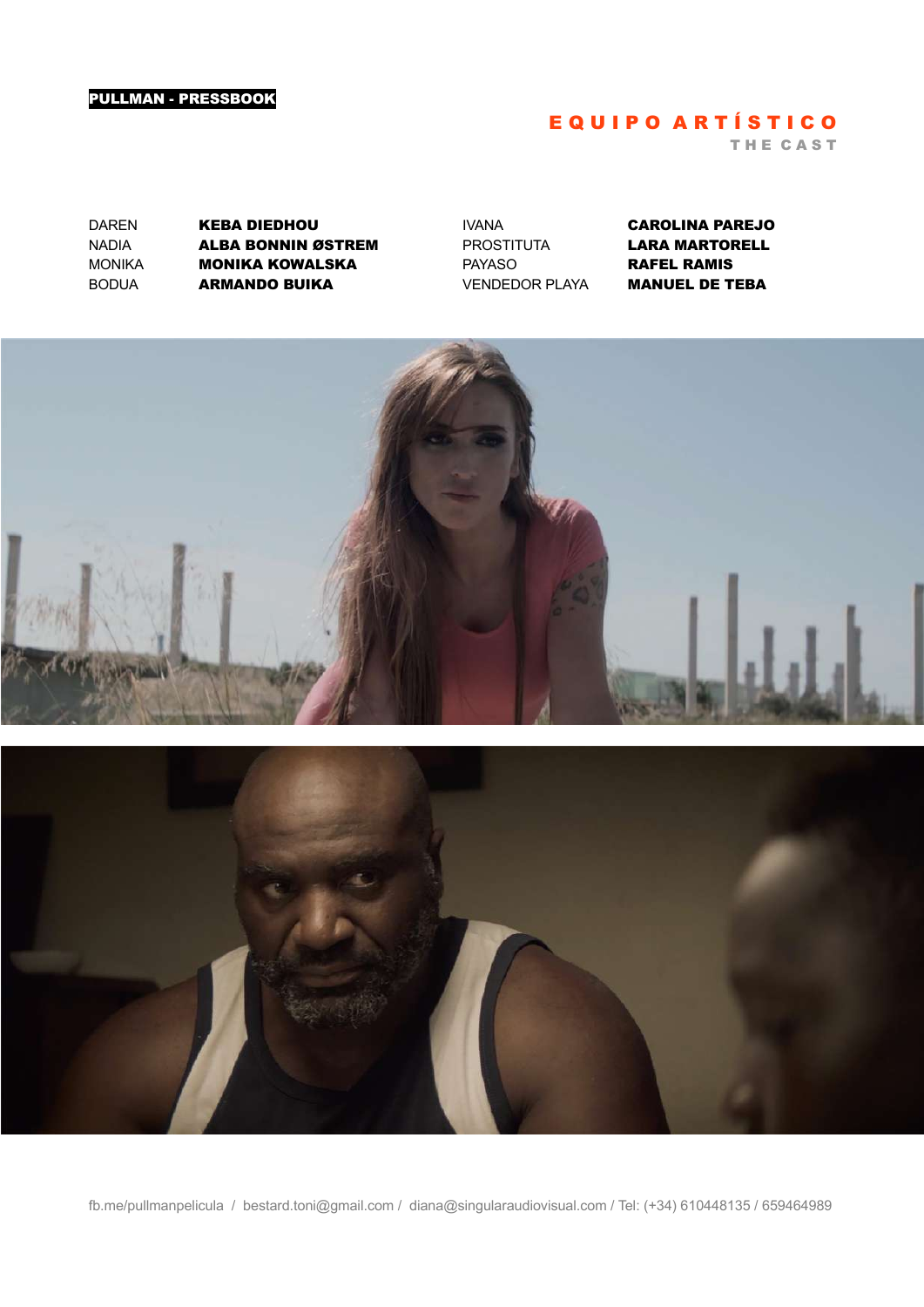# EQUIPO ARTÍSTICO

## THE CAST

| | |
|---|---|
| DAREN | **KEBA DIEDHOU** |
| NADIA | **ALBA BONNIN ØSTREM** |
| MONIKA | **MONIKA KOWALSKA** |
| BODUA | **ARMANDO BUIKA** |
| IVANA | **CAROLINA PAREJO** |
| PROSTITUTA | **LARA MARTORELL** |
| PAYASO | **RAFEL RAMIS** |
| VENDEDOR PLAYA | **MANUEL DE TEBA** |

fb.me/pullmanpelicula / bestard.toni@gmail.com / diana@singularaudiovisual.com / Tel: (+34) 610448135 / 659464989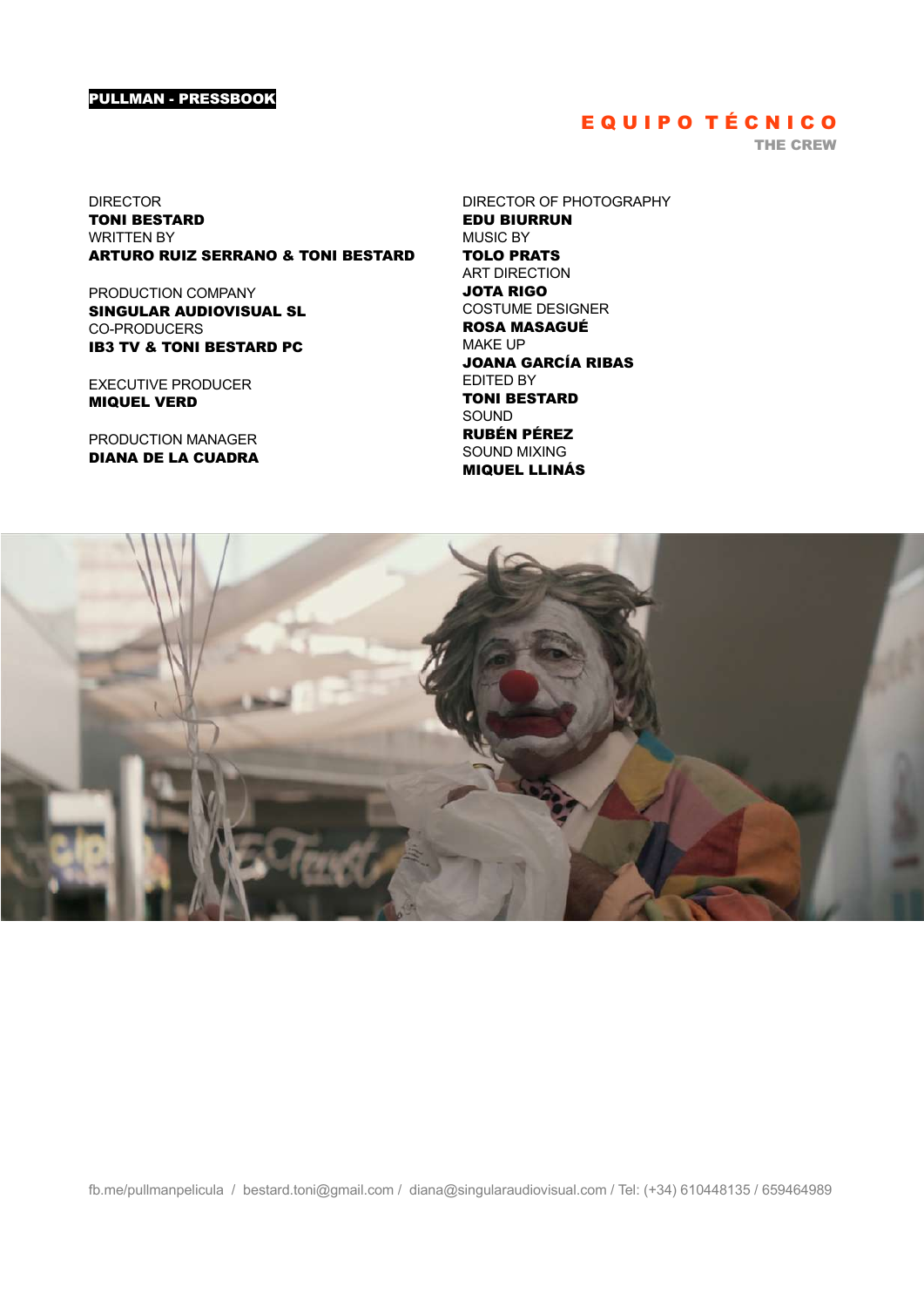# EQUIPO TÉCNICO

## THE CREW

DIRECTOR
**TONI BESTARD**
WRITTEN BY
**ARTURO RUIZ SERRANO & TONI BESTARD**

PRODUCTION COMPANY
**SINGULAR AUDIOVISUAL SL**
CO-PRODUCERS
**IB3 TV & TONI BESTARD PC**

EXECUTIVE PRODUCER
**MIQUEL VERD**

PRODUCTION MANAGER
**DIANA DE LA CUADRA**

DIRECTOR OF PHOTOGRAPHY
**EDU BIURRUN**
MUSIC BY
**TOLO PRATS**
ART DIRECTION
**JOTA RIGO**
COSTUME DESIGNER
**ROSA MASAGUÉ**
MAKE UP
**JOANA GARCÍA RIBAS**
EDITED BY
**TONI BESTARD**
SOUND
**RUBÉN PÉREZ**
SOUND MIXING
**MIQUEL LLINÁS**

fb.me/pullmanpelicula / bestard.toni@gmail.com / diana@singularaudiovisual.com / Tel: (+34) 610448135 / 659464989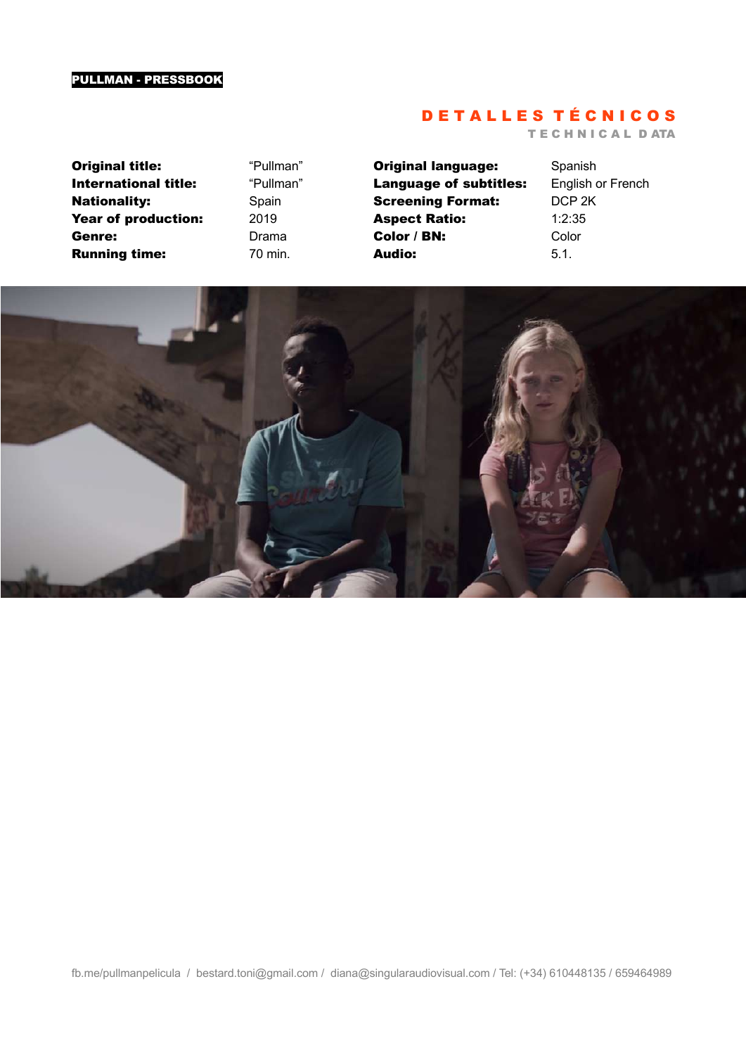## DETALLES TÉCNICOS

### TECHNICAL DATA

| | | | |
|---|---|---|---|
| **Original title:** | "Pullman" | **Original language:** | Spanish |
| **International title:** | "Pullman" | **Language of subtitles:** | English or French |
| **Nationality:** | Spain | **Screening Format:** | DCP 2K |
| **Year of production:** | 2019 | **Aspect Ratio:** | 1:2:35 |
| **Genre:** | Drama | **Color / BN:** | Color |
| **Running time:** | 70 min. | **Audio:** | 5.1. |

fb.me/pullmanpelicula / bestard.toni@gmail.com / diana@singularaudiovisual.com / Tel: (+34) 610448135 / 659464989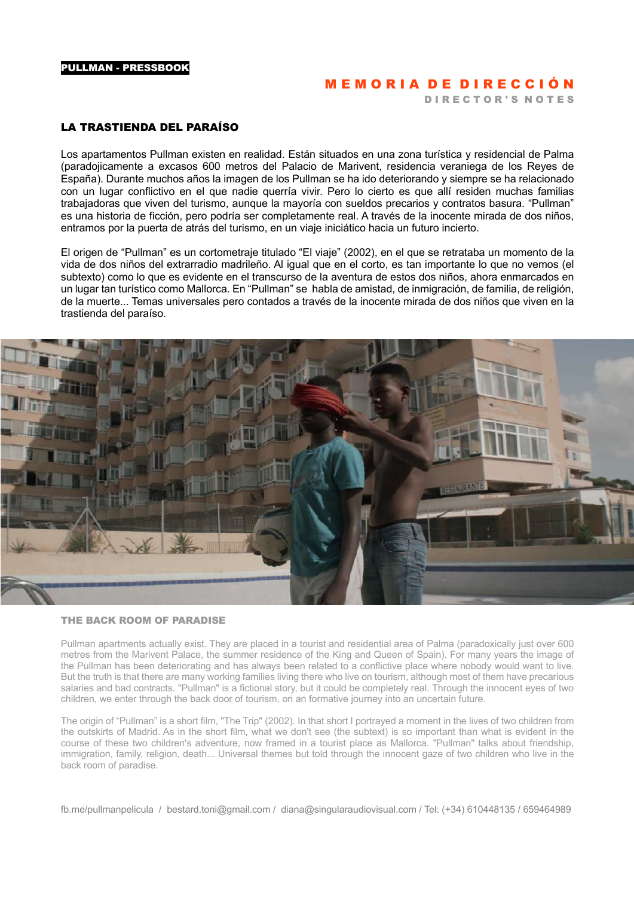# MEMORIA DE DIRECCIÓN

DIRECTOR'S NOTES

## LA TRASTIENDA DEL PARAÍSO

Los apartamentos Pullman existen en realidad. Están situados en una zona turística y residencial de Palma (paradojicamente a excasos 600 metros del Palacio de Marivent, residencia veraniega de los Reyes de España). Durante muchos años la imagen de los Pullman se ha ido deteriorando y siempre se ha relacionado con un lugar conflictivo en el que nadie querría vivir. Pero lo cierto es que allí residen muchas familias trabajadoras que viven del turismo, aunque la mayoría con sueldos precarios y contratos basura. "Pullman" es una historia de ficción, pero podría ser completamente real. A través de la inocente mirada de dos niños, entramos por la puerta de atrás del turismo, en un viaje iniciático hacia un futuro incierto.

El origen de "Pullman" es un cortometraje titulado "El viaje" (2002), en el que se retrataba un momento de la vida de dos niños del extrarradio madrileño. Al igual que en el corto, es tan importante lo que no vemos (el subtexto) como lo que es evidente en el transcurso de la aventura de estos dos niños, ahora enmarcados en un lugar tan turístico como Mallorca. En "Pullman" se habla de amistad, de inmigración, de familia, de religión, de la muerte... Temas universales pero contados a través de la inocente mirada de dos niños que viven en la trastienda del paraíso.

## THE BACK ROOM OF PARADISE

Pullman apartments actually exist. They are placed in a tourist and residential area of Palma (paradoxically just over 600 metres from the Marivent Palace, the summer residence of the King and Queen of Spain). For many years the image of the Pullman has been deteriorating and has always been related to a conflictive place where nobody would want to live. But the truth is that there are many working families living there who live on tourism, although most of them have precarious salaries and bad contracts. "Pullman" is a fictional story, but it could be completely real. Through the innocent eyes of two children, we enter through the back door of tourism, on an formative journey into an uncertain future.

The origin of "Pullman" is a short film, "The Trip" (2002). In that short I portrayed a moment in the lives of two children from the outskirts of Madrid. As in the short film, what we don't see (the subtext) is so important than what is evident in the course of these two children's adventure, now framed in a tourist place as Mallorca. "Pullman" talks about friendship, immigration, family, religion, death... Universal themes but told through the innocent gaze of two children who live in the back room of paradise.

fb.me/pullmanpelicula / bestard.toni@gmail.com / diana@singularaudiovisual.com / Tel: (+34) 610448135 / 659464989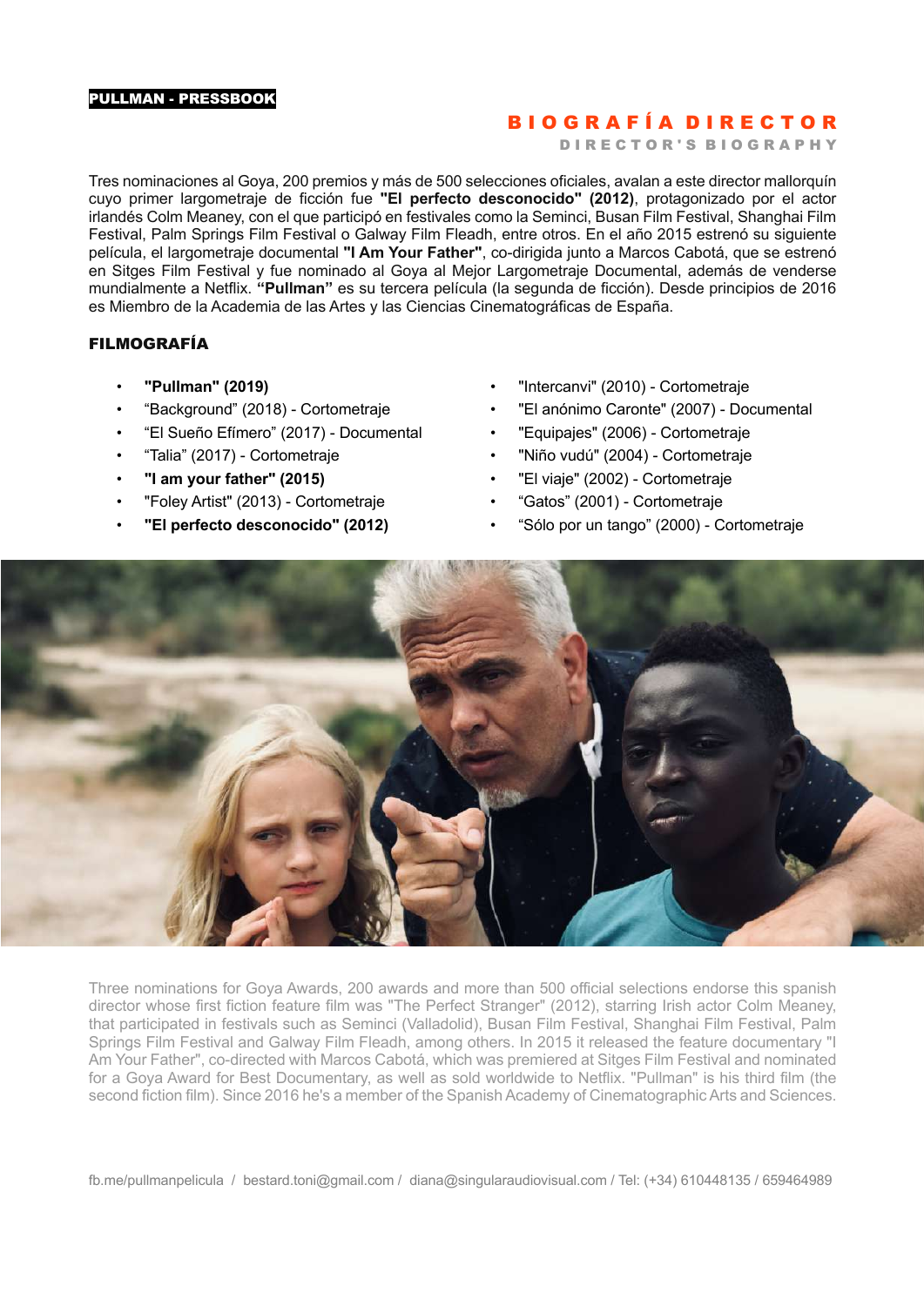**PULLMAN - PRESSBOOK**

## BIOGRAFÍA DIRECTOR

### DIRECTOR'S BIOGRAPHY

Tres nominaciones al Goya, 200 premios y más de 500 selecciones oficiales, avalan a este director mallorquín cuyo primer largometraje de ficción fue **"El perfecto desconocido" (2012)**, protagonizado por el actor irlandés Colm Meaney, con el que participó en festivales como la Seminci, Busan Film Festival, Shanghai Film Festival, Palm Springs Film Festival o Galway Film Fleadh, entre otros. En el año 2015 estrenó su siguiente película, el largometraje documental **"I Am Your Father"**, co-dirigida junto a Marcos Cabotá, que se estrenó en Sitges Film Festival y fue nominado al Goya al Mejor Largometraje Documental, además de venderse mundialmente a Netflix. **"Pullman"** es su tercera película (la segunda de ficción). Desde principios de 2016 es Miembro de la Academia de las Artes y las Ciencias Cinematográficas de España.

### FILMOGRAFÍA

- **"Pullman" (2019)**
- "Background" (2018) - Cortometraje
- "El Sueño Efímero" (2017) - Documental
- "Talia" (2017) - Cortometraje
- **"I am your father" (2015)**
- "Foley Artist" (2013) - Cortometraje
- **"El perfecto desconocido" (2012)**
- "Intercanvi" (2010) - Cortometraje
- "El anónimo Caronte" (2007) - Documental
- "Equipajes" (2006) - Cortometraje
- "Niño vudú" (2004) - Cortometraje
- "El viaje" (2002) - Cortometraje
- "Gatos" (2001) - Cortometraje
- "Sólo por un tango" (2000) - Cortometraje

Three nominations for Goya Awards, 200 awards and more than 500 official selections endorse this spanish director whose first fiction feature film was "The Perfect Stranger" (2012), starring Irish actor Colm Meaney, that participated in festivals such as Seminci (Valladolid), Busan Film Festival, Shanghai Film Festival, Palm Springs Film Festival and Galway Film Fleadh, among others. In 2015 it released the feature documentary "I Am Your Father", co-directed with Marcos Cabotá, which was premiered at Sitges Film Festival and nominated for a Goya Award for Best Documentary, as well as sold worldwide to Netflix. "Pullman" is his third film (the second fiction film). Since 2016 he's a member of the Spanish Academy of Cinematographic Arts and Sciences.

fb.me/pullmanpelicula / bestard.toni@gmail.com / diana@singularaudiovisual.com / Tel: (+34) 610448135 / 659464989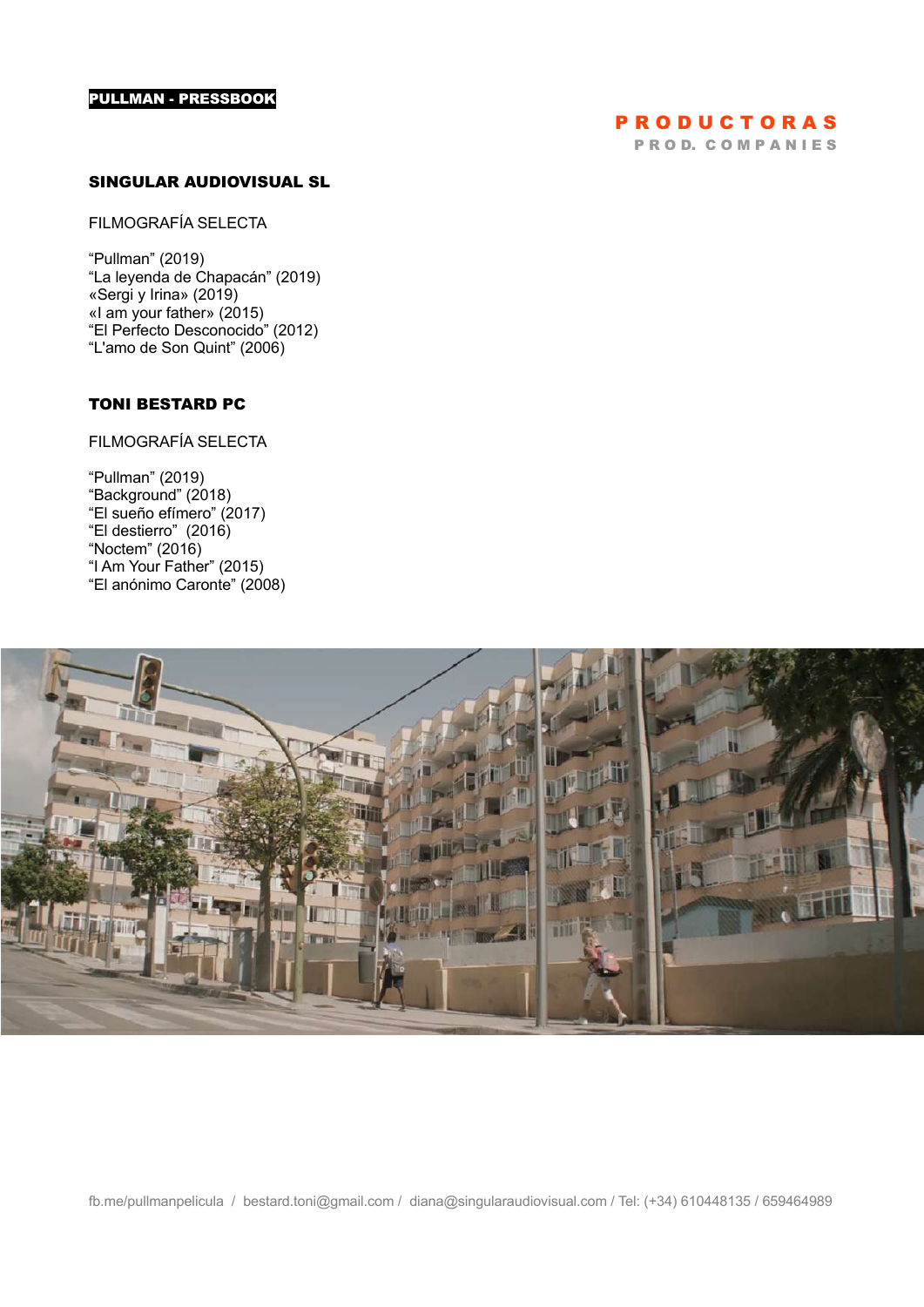## PRODUCTORAS

PROD. COMPANIES

### SINGULAR AUDIOVISUAL SL

FILMOGRAFÍA SELECTA

“Pullman” (2019)
“La leyenda de Chapacán” (2019)
«Sergi y Irina» (2019)
«I am your father» (2015)
“El Perfecto Desconocido” (2012)
“L'amo de Son Quint” (2006)

### TONI BESTARD PC

FILMOGRAFÍA SELECTA

“Pullman” (2019)
“Background” (2018)
“El sueño efímero” (2017)
“El destierro” (2016)
“Noctem” (2016)
“I Am Your Father” (2015)
“El anónimo Caronte” (2008)

fb.me/pullmanpelicula / bestard.toni@gmail.com / diana@singularaudiovisual.com / Tel: (+34) 610448135 / 659464989